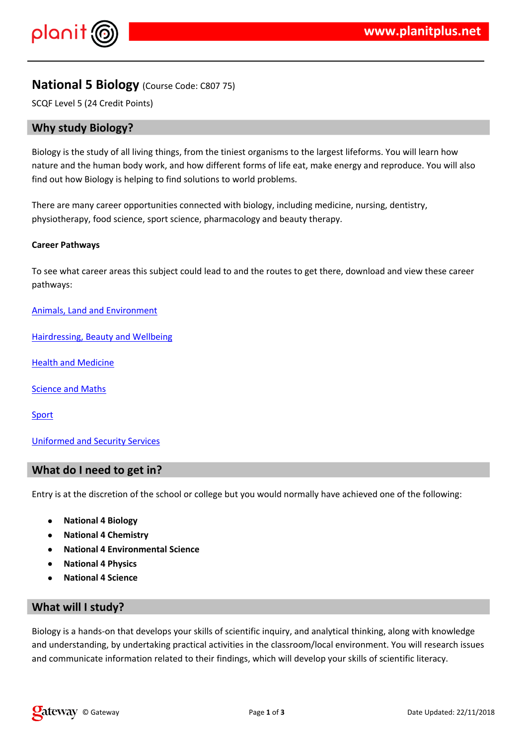# National 5 Biology (Course Code: C807 75)

SCQF Level 5 (24 Credit Points)

## Why study Biology?

Biology is the study of all living things, from the tiniest organisms to the largest lifeforms. You will learn how nature and the human body work, and how different forms of life eat, make energy and reproduce. You will also find out how Biology is helping to find solutions to world problems.

There are many career opportunities connected with biology, including medicine, nursing, dentistry, physiotherapy, food science, sport science, pharmacology and beauty therapy.

**Career Pathways**

To see what career areas this subject could lead to and the routes to get there, download and view these career pathways:

Animals, Land and Environment

Hairdressing, Beauty and Wellbeing

Health and Medicine

Science and Maths

Sport

Uniformed and Security Services

## What do I need to get in?

Entry is at the discretion of the school or college but you would normally have achieved one of the following:

- **National 4 Biology**
- **National 4 Chemistry**
- **National 4 Environmental Science**
- **National 4 Physics**
- **National 4 Science**

## What will I study?

Biology is a hands-on that develops your skills of scientific inquiry, and analytical thinking, along with knowledge and understanding, by undertaking practical activities in the classroom/local environment. You will research issues and communicate information related to their findings, which will develop your skills of scientific literacy.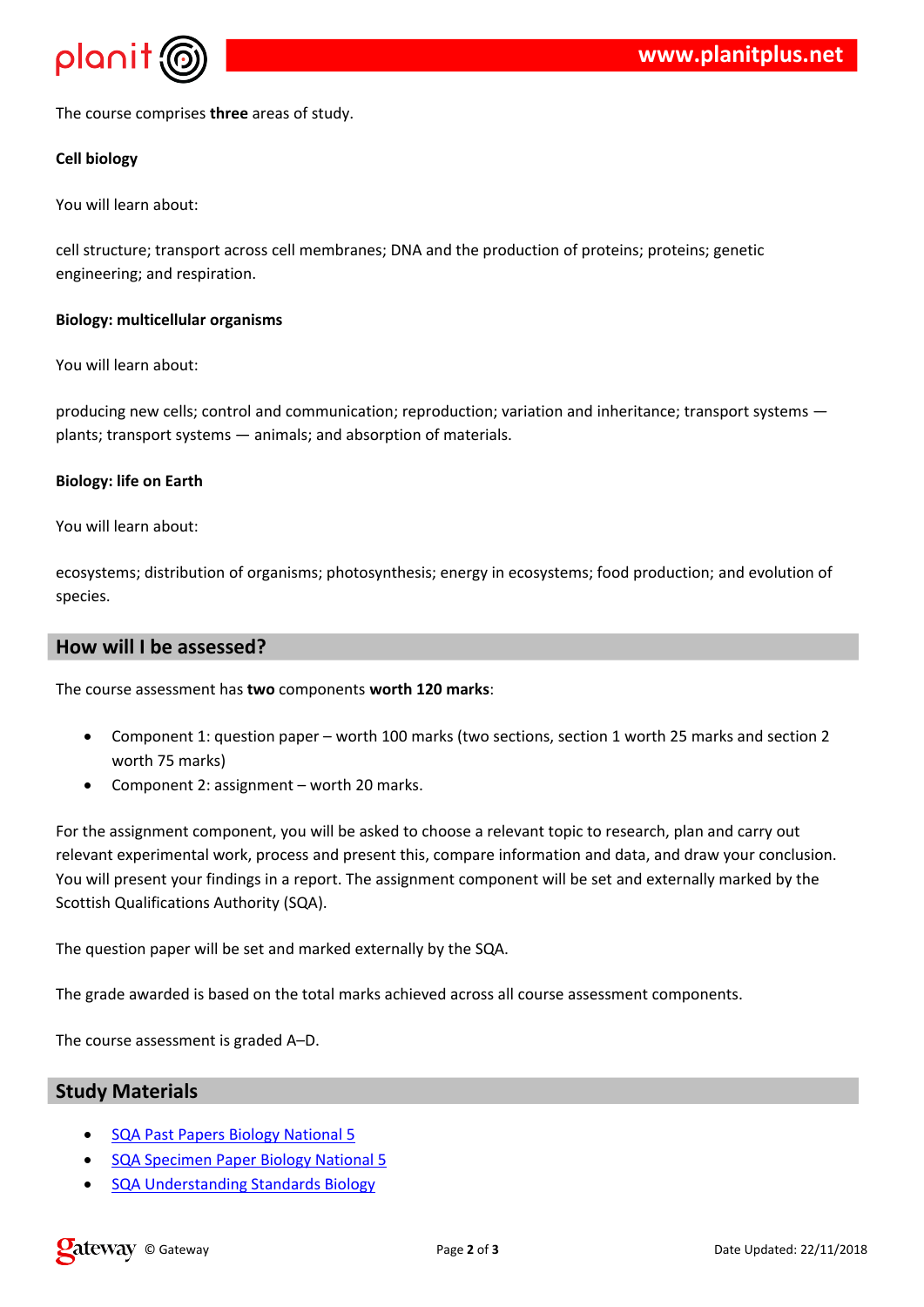The course comprises **three** areas of study.

**Cell biology**

You will learn about:

cell structure; transport across cell membranes; DNA and the production of proteins; proteins; genetic engineering; and respiration.

**Biology: multicellular organisms**

You will learn about:

producing new cells; control and communication; reproduction; variation and inheritance; transport systems — plants; transport systems — animals; and absorption of materials.

**Biology: life on Earth**

You will learn about:

ecosystems; distribution of organisms; photosynthesis; energy in ecosystems; food production; and evolution of species.

## How will I be assessed?

The course assessment has **two** components **worth 120 marks**:

- Component 1: question paper – worth 100 marks (two sections, section 1 worth 25 marks and section 2 worth 75 marks)
- Component 2: assignment – worth 20 marks.

For the assignment component, you will be asked to choose a relevant topic to research, plan and carry out relevant experimental work, process and present this, compare information and data, and draw your conclusion. You will present your findings in a report. The assignment component will be set and externally marked by the Scottish Qualifications Authority (SQA).

The question paper will be set and marked externally by the SQA.

The grade awarded is based on the total marks achieved across all course assessment components.

The course assessment is graded A–D.

## Study Materials

- SQA Past Papers Biology National 5
- SQA Specimen Paper Biology National 5
- SQA Understanding Standards Biology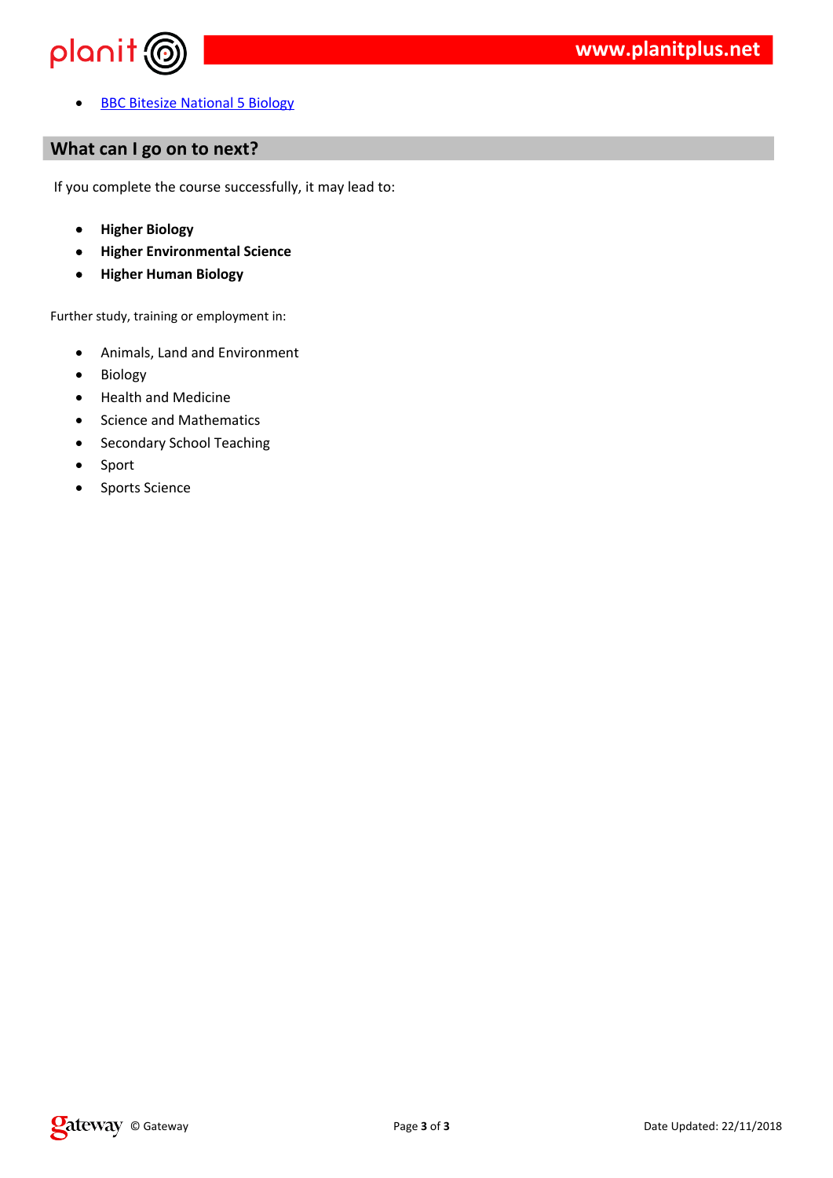- [BBC Bitesize National 5 Biology]

## What can I go on to next?

If you complete the course successfully, it may lead to:

- **Higher Biology**
- **Higher Environmental Science**
- **Higher Human Biology**

Further study, training or employment in:

- Animals, Land and Environment
- Biology
- Health and Medicine
- Science and Mathematics
- Secondary School Teaching
- Sport
- Sports Science